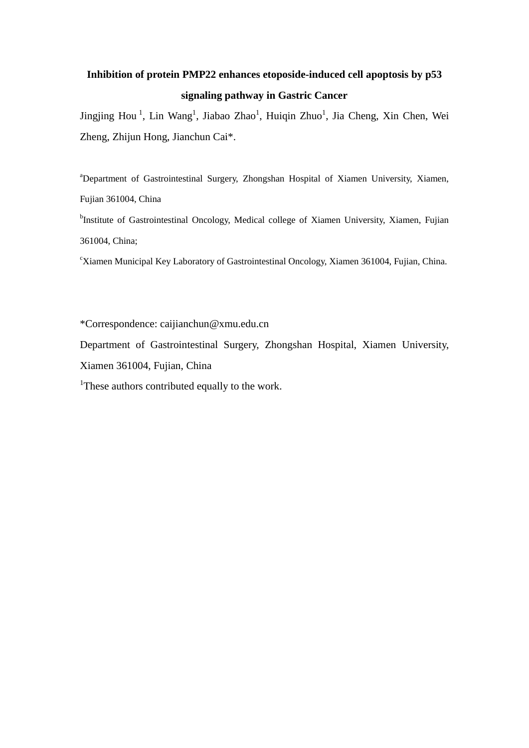# Inhibition of protein PMP22 enhances etoposide-induced cell apoptosis by p53 signaling pathway in Gastric Cancer

Jingjing Hou [1], Lin Wang[1], Jiabao Zhao[1], Huiqin Zhuo[1], Jia Cheng, Xin Chen, Wei Zheng, Zhijun Hong, Jianchun Cai*.

[a]Department of Gastrointestinal Surgery, Zhongshan Hospital of Xiamen University, Xiamen, Fujian 361004, China

[b]Institute of Gastrointestinal Oncology, Medical college of Xiamen University, Xiamen, Fujian 361004, China;

[c]Xiamen Municipal Key Laboratory of Gastrointestinal Oncology, Xiamen 361004, Fujian, China.

*Correspondence: caijianchun@xmu.edu.cn

Department of Gastrointestinal Surgery, Zhongshan Hospital, Xiamen University, Xiamen 361004, Fujian, China

[1]These authors contributed equally to the work.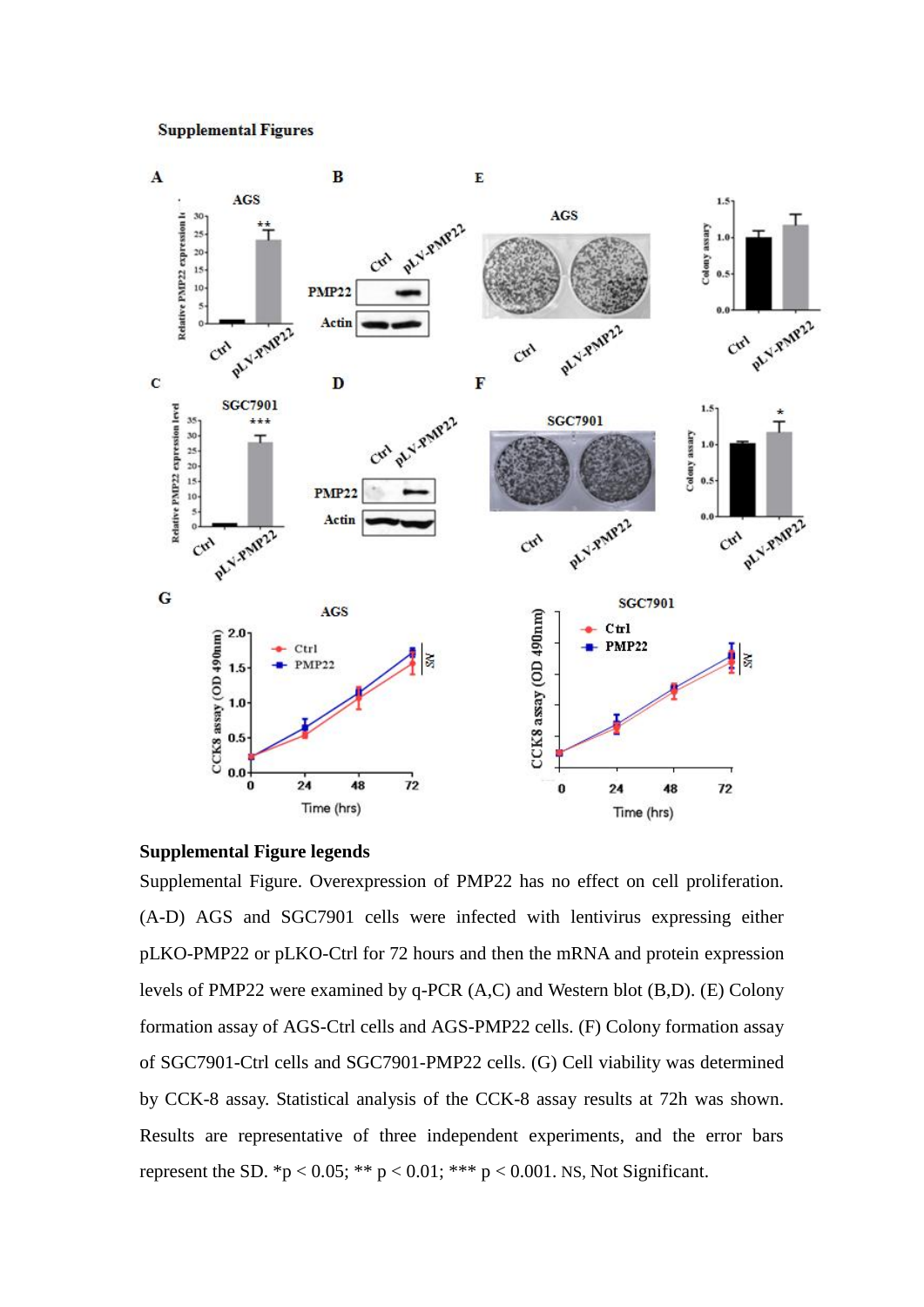**Supplemental Figures**

A

AGS

Relative PMP22 expression le

30
25
20
15
10
5
0

**

Ctrl
pLV-PMP22

B

Ctrl
pLV-PMP22

PMP22

Actin

E

AGS

Ctrl
pLV-PMP22

Colony assary

1.5
1.0
0.5
0.0

Ctrl
pLV-PMP22

C

SGC7901

Relative PMP22 expression level

35
30
25
20
15
10
5
0

***

Ctrl
pLV-PMP22

D

Ctrl
pLV-PMP22

PMP22

Actin

F

SGC7901

Ctrl
pLV-PMP22

Colony assay

1.5
1.0
0.5
0.0

*

Ctrl
pLV-PMP22

G

AGS

CCK8 assay (OD 490nm)

2.0
1.5
1.0
0.5
0.0

Ctrl
PMP22

NS

0
24
48
72

Time (hrs)

SGC7901

CCK8 assay (OD 490nm)

Ctrl
PMP22

NS

0
24
48
72

Time (hrs)

**Supplemental Figure legends**

Supplemental Figure. Overexpression of PMP22 has no effect on cell proliferation. (A-D) AGS and SGC7901 cells were infected with lentivirus expressing either pLKO-PMP22 or pLKO-Ctrl for 72 hours and then the mRNA and protein expression levels of PMP22 were examined by q-PCR (A,C) and Western blot (B,D). (E) Colony formation assay of AGS-Ctrl cells and AGS-PMP22 cells. (F) Colony formation assay of SGC7901-Ctrl cells and SGC7901-PMP22 cells. (G) Cell viability was determined by CCK-8 assay. Statistical analysis of the CCK-8 assay results at 72h was shown. Results are representative of three independent experiments, and the error bars represent the SD. *$p < 0.05$; ** $p < 0.01$; *** $p < 0.001$. NS, Not Significant.